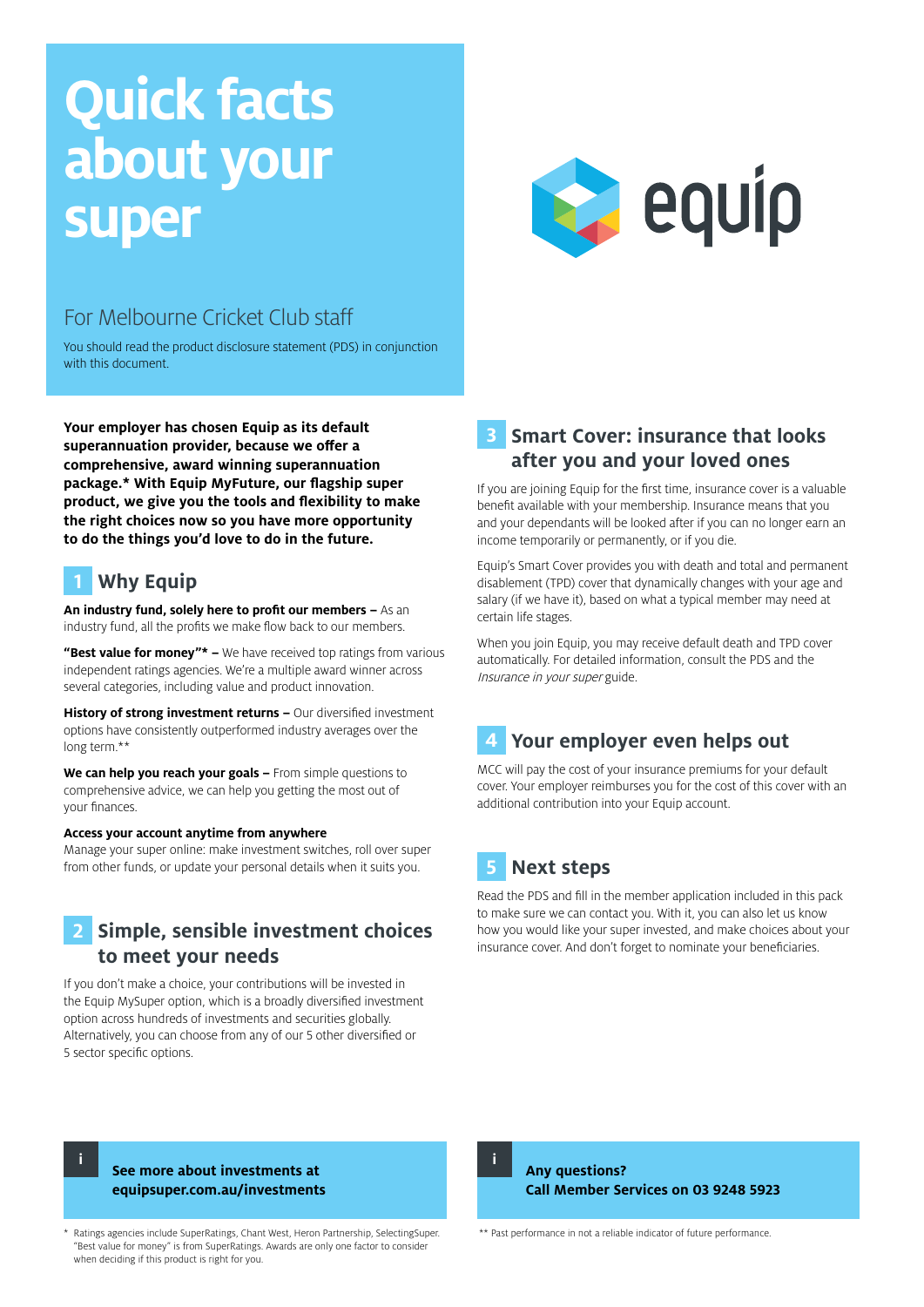# Quick facts about your super

## For Melbourne Cricket Club staff

You should read the product disclosure statement (PDS) in conjunction with this document.

**Your employer has chosen Equip as its default superannuation provider, because we offer a comprehensive, award winning superannuation package.* With Equip MyFuture, our flagship super product, we give you the tools and flexibility to make the right choices now so you have more opportunity to do the things you'd love to do in the future.**

## 1 Why Equip

**An industry fund, solely here to profit our members –** As an industry fund, all the profits we make flow back to our members.

**"Best value for money"* –** We have received top ratings from various independent ratings agencies. We're a multiple award winner across several categories, including value and product innovation.

**History of strong investment returns –** Our diversified investment options have consistently outperformed industry averages over the long term.**

**We can help you reach your goals –** From simple questions to comprehensive advice, we can help you getting the most out of your finances.

**Access your account anytime from anywhere**
Manage your super online: make investment switches, roll over super from other funds, or update your personal details when it suits you.

## 2 Simple, sensible investment choices to meet your needs

If you don't make a choice, your contributions will be invested in the Equip MySuper option, which is a broadly diversified investment option across hundreds of investments and securities globally. Alternatively, you can choose from any of our 5 other diversified or 5 sector specific options.

**See more about investments at equipsuper.com.au/investments**

## 3 Smart Cover: insurance that looks after you and your loved ones

If you are joining Equip for the first time, insurance cover is a valuable benefit available with your membership. Insurance means that you and your dependants will be looked after if you can no longer earn an income temporarily or permanently, or if you die.

Equip's Smart Cover provides you with death and total and permanent disablement (TPD) cover that dynamically changes with your age and salary (if we have it), based on what a typical member may need at certain life stages.

When you join Equip, you may receive default death and TPD cover automatically. For detailed information, consult the PDS and the *Insurance in your super* guide.

## 4 Your employer even helps out

MCC will pay the cost of your insurance premiums for your default cover. Your employer reimburses you for the cost of this cover with an additional contribution into your Equip account.

## 5 Next steps

Read the PDS and fill in the member application included in this pack to make sure we can contact you. With it, you can also let us know how you would like your super invested, and make choices about your insurance cover. And don't forget to nominate your beneficiaries.

**Any questions?**
**Call Member Services on 03 9248 5923**

\* Ratings agencies include SuperRatings, Chant West, Heron Partnership, SelectingSuper. "Best value for money" is from SuperRatings. Awards are only one factor to consider when deciding if this product is right for you.

** Past performance in not a reliable indicator of future performance.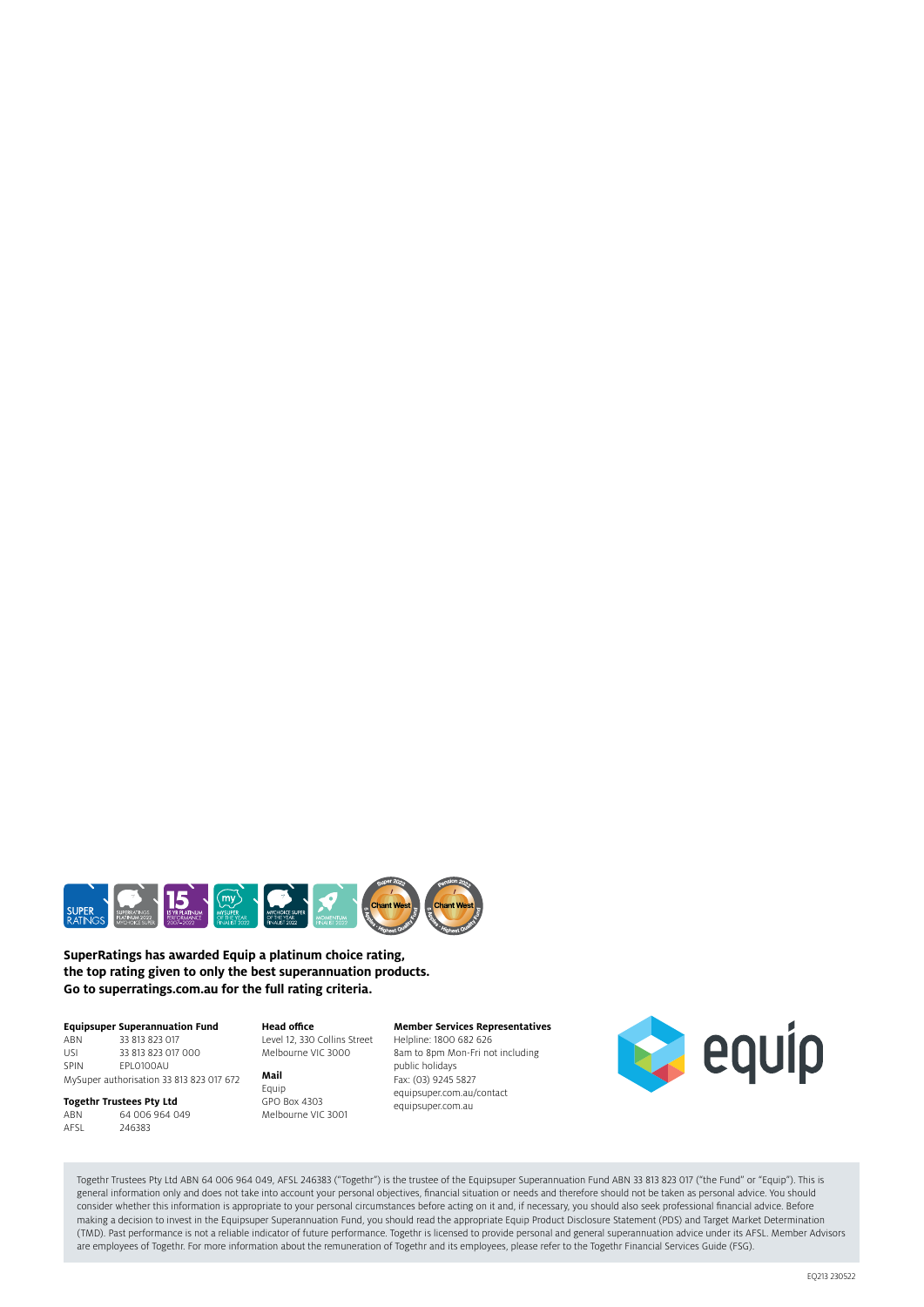**SuperRatings has awarded Equip a platinum choice rating, the top rating given to only the best superannuation products. Go to superratings.com.au for the full rating criteria.**

**Equipsuper Superannuation Fund**

ABN 33 813 823 017
USI 33 813 823 017 000
SPIN EPL0100AU
MySuper authorisation 33 813 823 017 672

**Togethr Trustees Pty Ltd**

ABN 64 006 964 049
AFSL 246383

**Head office**

Level 12, 330 Collins Street
Melbourne VIC 3000

**Mail**

Equip
GPO Box 4303
Melbourne VIC 3001

**Member Services Representatives**

Helpline: 1800 682 626
8am to 8pm Mon-Fri not including public holidays
Fax: (03) 9245 5827
equipsuper.com.au/contact
equipsuper.com.au

Togethr Trustees Pty Ltd ABN 64 006 964 049, AFSL 246383 ("Togethr") is the trustee of the Equipsuper Superannuation Fund ABN 33 813 823 017 ("the Fund" or "Equip"). This is general information only and does not take into account your personal objectives, financial situation or needs and therefore should not be taken as personal advice. You should consider whether this information is appropriate to your personal circumstances before acting on it and, if necessary, you should also seek professional financial advice. Before making a decision to invest in the Equipsuper Superannuation Fund, you should read the appropriate Equip Product Disclosure Statement (PDS) and Target Market Determination (TMD). Past performance is not a reliable indicator of future performance. Togethr is licensed to provide personal and general superannuation advice under its AFSL. Member Advisors are employees of Togethr. For more information about the remuneration of Togethr and its employees, please refer to the Togethr Financial Services Guide (FSG).

EQ213 230522